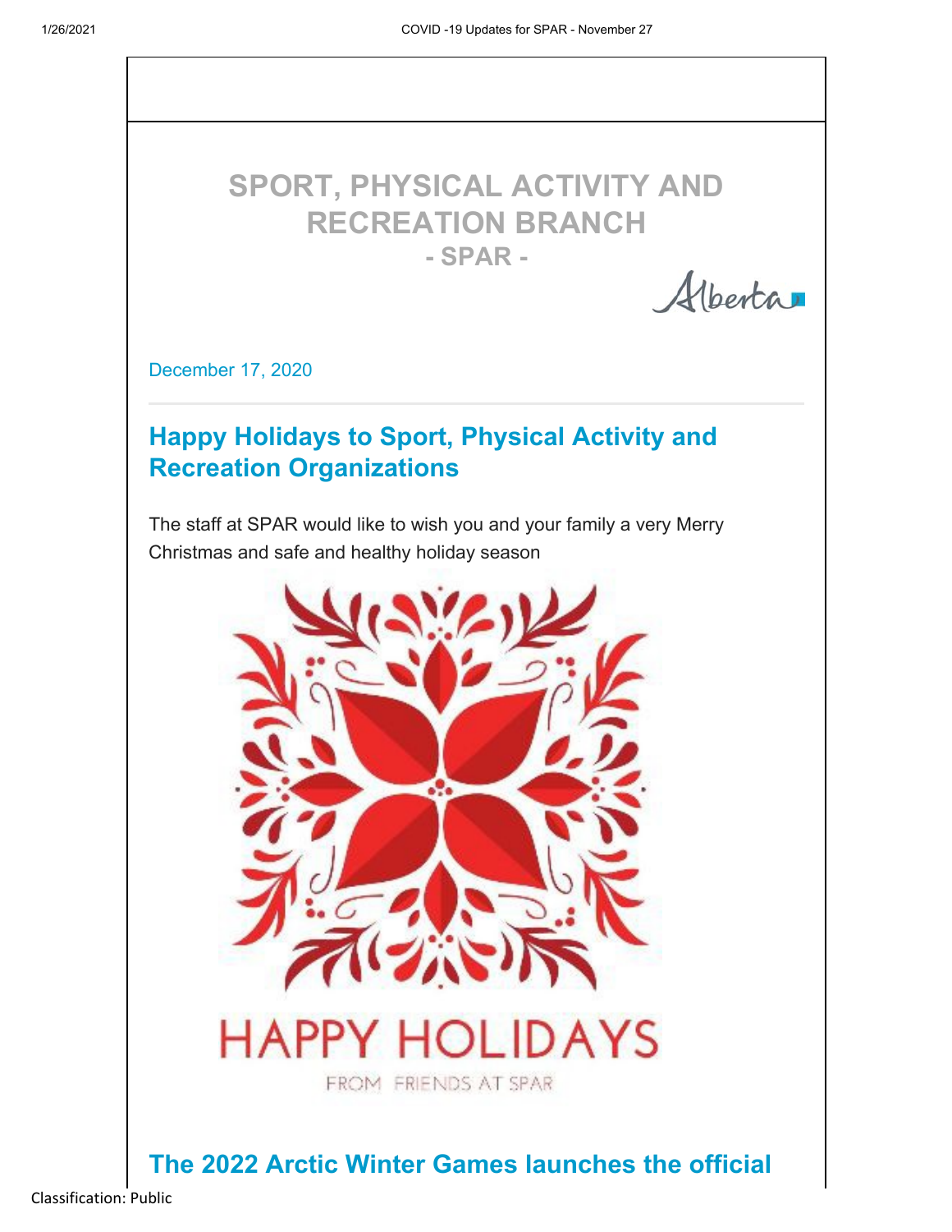# SPORT, PHYSICAL ACTIVITY AND RECREATION BRANCH

**- SPAR -**

December 17, 2020

## Happy Holidays to Sport, Physical Activity and Recreation Organizations

The staff at SPAR would like to wish you and your family a very Merry Christmas and safe and healthy holiday season

HAPPY HOLIDAYS

FROM FRIENDS AT SPAR

## The 2022 Arctic Winter Games launches the official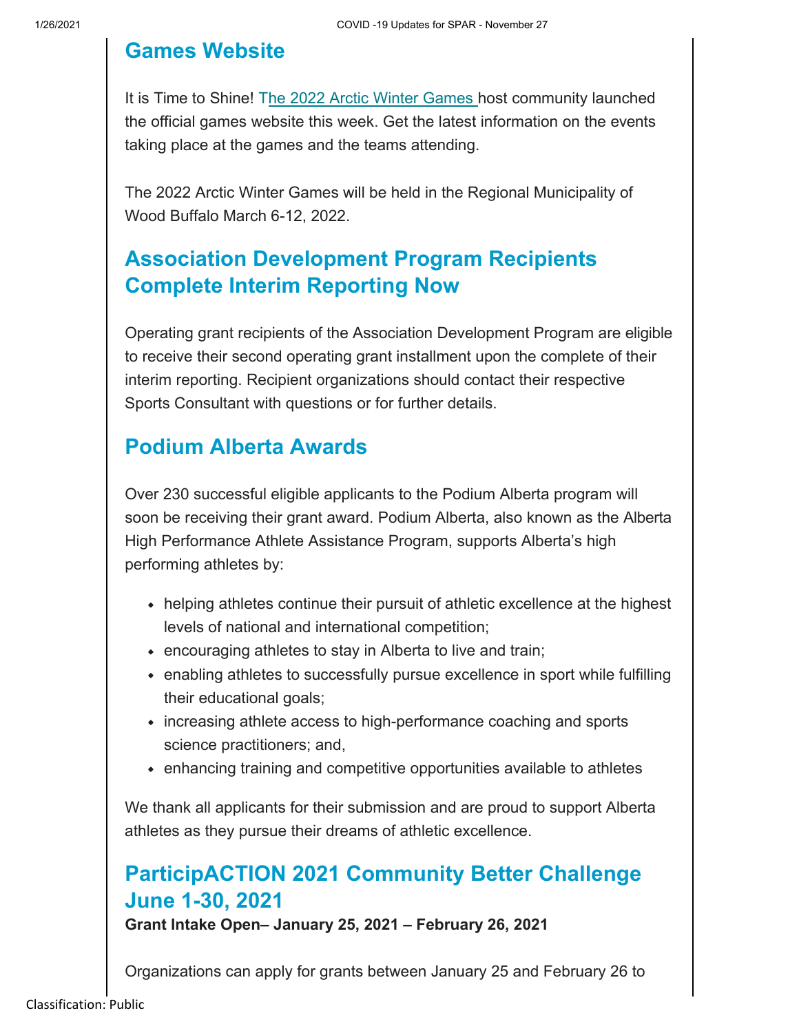## Games Website

It is Time to Shine! The 2022 Arctic Winter Games host community launched the official games website this week. Get the latest information on the events taking place at the games and the teams attending.

The 2022 Arctic Winter Games will be held in the Regional Municipality of Wood Buffalo March 6-12, 2022.

## Association Development Program Recipients Complete Interim Reporting Now

Operating grant recipients of the Association Development Program are eligible to receive their second operating grant installment upon the complete of their interim reporting. Recipient organizations should contact their respective Sports Consultant with questions or for further details.

## Podium Alberta Awards

Over 230 successful eligible applicants to the Podium Alberta program will soon be receiving their grant award. Podium Alberta, also known as the Alberta High Performance Athlete Assistance Program, supports Alberta's high performing athletes by:

- helping athletes continue their pursuit of athletic excellence at the highest levels of national and international competition;
- encouraging athletes to stay in Alberta to live and train;
- enabling athletes to successfully pursue excellence in sport while fulfilling their educational goals;
- increasing athlete access to high-performance coaching and sports science practitioners; and,
- enhancing training and competitive opportunities available to athletes

We thank all applicants for their submission and are proud to support Alberta athletes as they pursue their dreams of athletic excellence.

## ParticipACTION 2021 Community Better Challenge June 1-30, 2021

**Grant Intake Open– January 25, 2021 – February 26, 2021**

Organizations can apply for grants between January 25 and February 26 to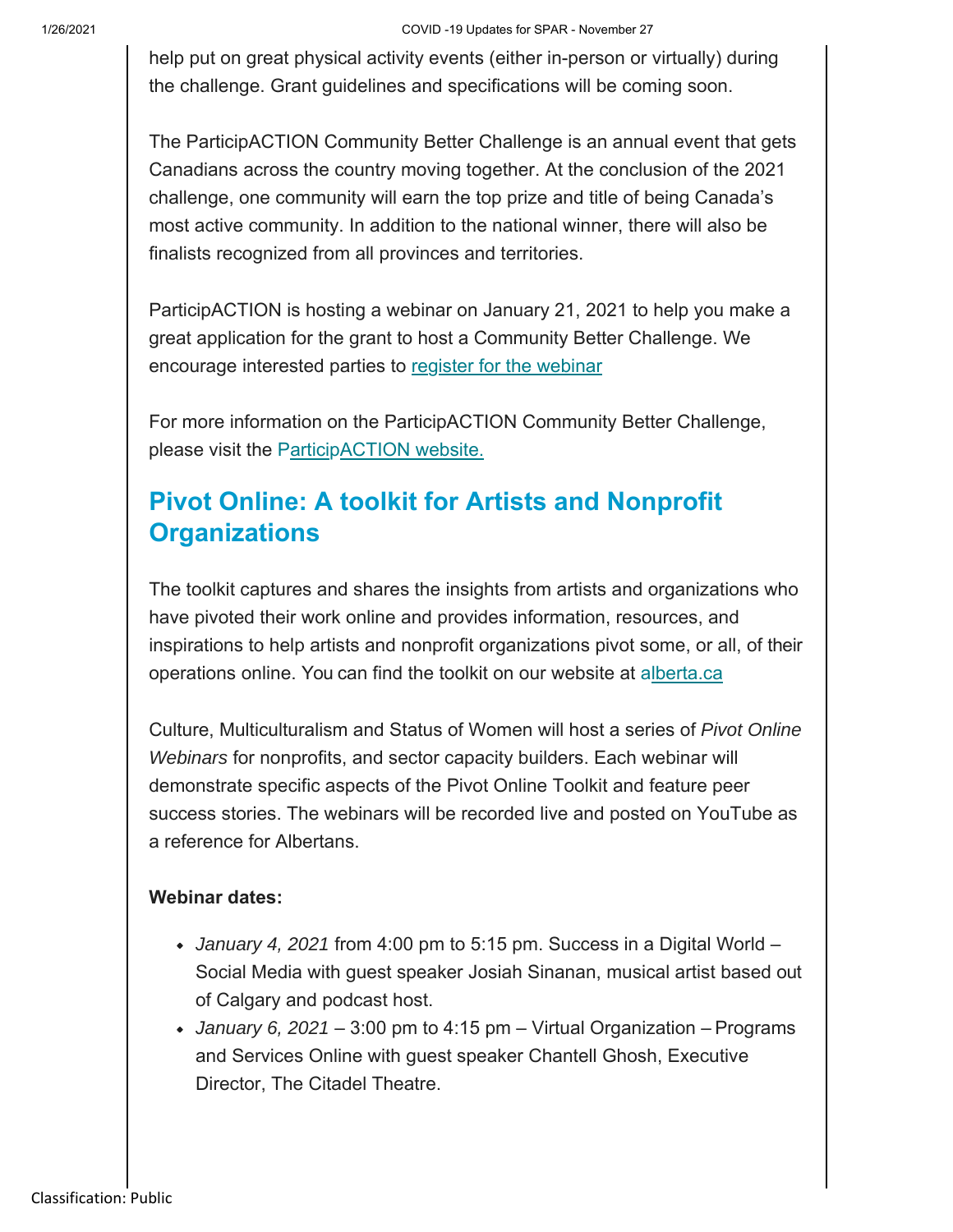help put on great physical activity events (either in-person or virtually) during the challenge. Grant guidelines and specifications will be coming soon.

The ParticipACTION Community Better Challenge is an annual event that gets Canadians across the country moving together. At the conclusion of the 2021 challenge, one community will earn the top prize and title of being Canada's most active community. In addition to the national winner, there will also be finalists recognized from all provinces and territories.

ParticipACTION is hosting a webinar on January 21, 2021 to help you make a great application for the grant to host a Community Better Challenge. We encourage interested parties to register for the webinar

For more information on the ParticipACTION Community Better Challenge, please visit the ParticipACTION website.

## Pivot Online: A toolkit for Artists and Nonprofit Organizations

The toolkit captures and shares the insights from artists and organizations who have pivoted their work online and provides information, resources, and inspirations to help artists and nonprofit organizations pivot some, or all, of their operations online. You can find the toolkit on our website at alberta.ca

Culture, Multiculturalism and Status of Women will host a series of *Pivot Online Webinars* for nonprofits, and sector capacity builders. Each webinar will demonstrate specific aspects of the Pivot Online Toolkit and feature peer success stories. The webinars will be recorded live and posted on YouTube as a reference for Albertans.

**Webinar dates:**

- *January 4, 2021* from 4:00 pm to 5:15 pm. Success in a Digital World – Social Media with guest speaker Josiah Sinanan, musical artist based out of Calgary and podcast host.
- *January 6, 2021* – 3:00 pm to 4:15 pm – Virtual Organization – Programs and Services Online with guest speaker Chantell Ghosh, Executive Director, The Citadel Theatre.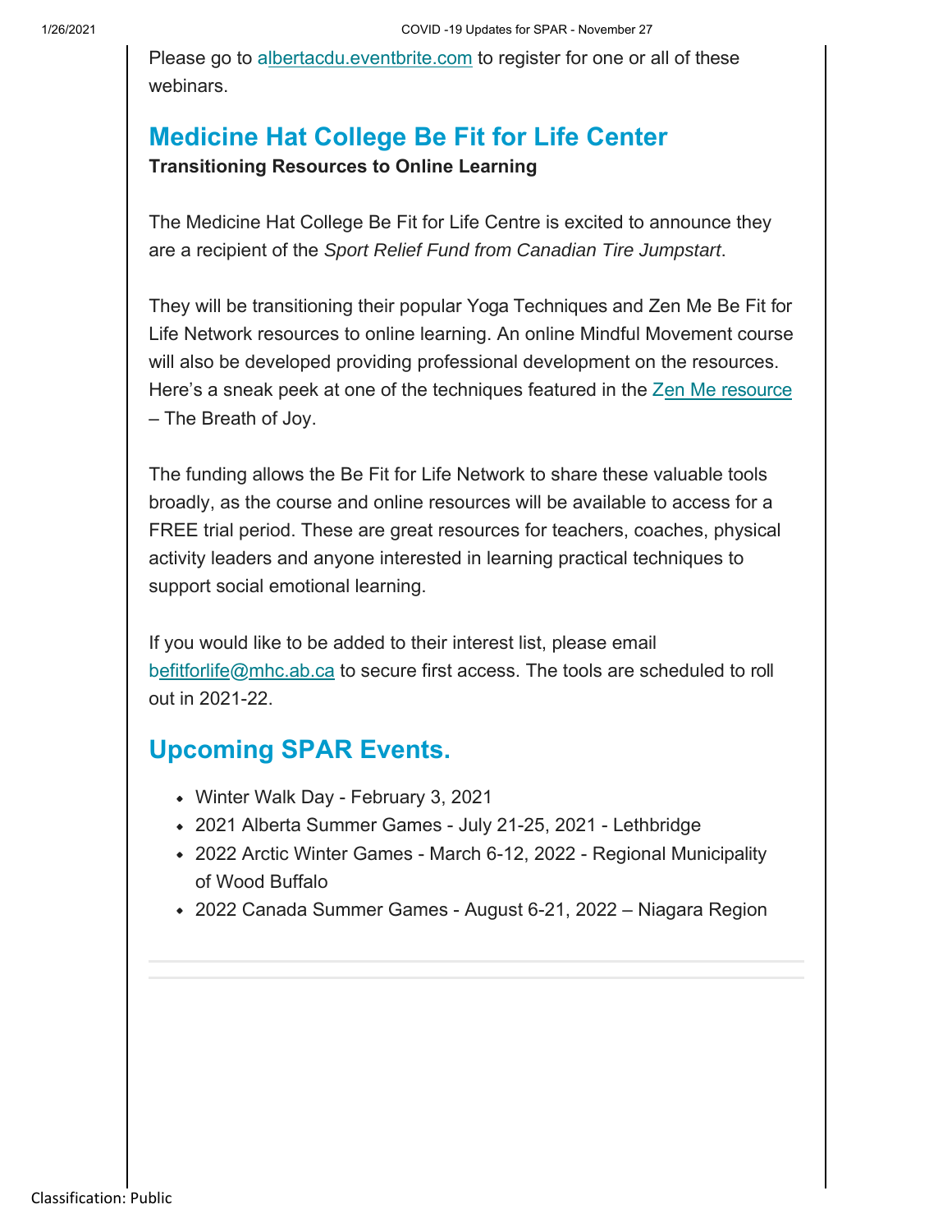Please go to albertacdu.eventbrite.com to register for one or all of these webinars.

## Medicine Hat College Be Fit for Life Center

**Transitioning Resources to Online Learning**

The Medicine Hat College Be Fit for Life Centre is excited to announce they are a recipient of the *Sport Relief Fund from Canadian Tire Jumpstart*.

They will be transitioning their popular Yoga Techniques and Zen Me Be Fit for Life Network resources to online learning. An online Mindful Movement course will also be developed providing professional development on the resources. Here's a sneak peek at one of the techniques featured in the Zen Me resource – The Breath of Joy.

The funding allows the Be Fit for Life Network to share these valuable tools broadly, as the course and online resources will be available to access for a FREE trial period. These are great resources for teachers, coaches, physical activity leaders and anyone interested in learning practical techniques to support social emotional learning.

If you would like to be added to their interest list, please email befitforlife@mhc.ab.ca to secure first access. The tools are scheduled to roll out in 2021-22.

## Upcoming SPAR Events.

- Winter Walk Day - February 3, 2021
- 2021 Alberta Summer Games - July 21-25, 2021 - Lethbridge
- 2022 Arctic Winter Games - March 6-12, 2022 - Regional Municipality of Wood Buffalo
- 2022 Canada Summer Games - August 6-21, 2022 – Niagara Region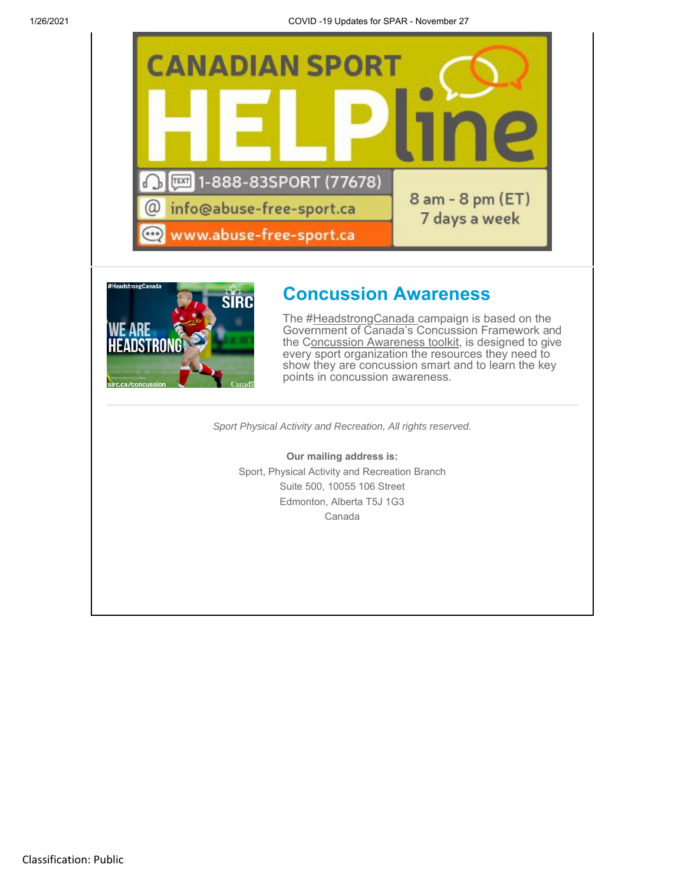CANADIAN SPORT HELPline

1-888-83SPORT (77678)

info@abuse-free-sport.ca

www.abuse-free-sport.ca

8 am - 8 pm (ET)
7 days a week

## Concussion Awareness

The #HeadstrongCanada campaign is based on the Government of Canada's Concussion Framework and the Concussion Awareness toolkit, is designed to give every sport organization the resources they need to show they are concussion smart and to learn the key points in concussion awareness.

*Sport Physical Activity and Recreation, All rights reserved.*

**Our mailing address is:**
Sport, Physical Activity and Recreation Branch
Suite 500, 10055 106 Street
Edmonton, Alberta T5J 1G3
Canada

Classification: Public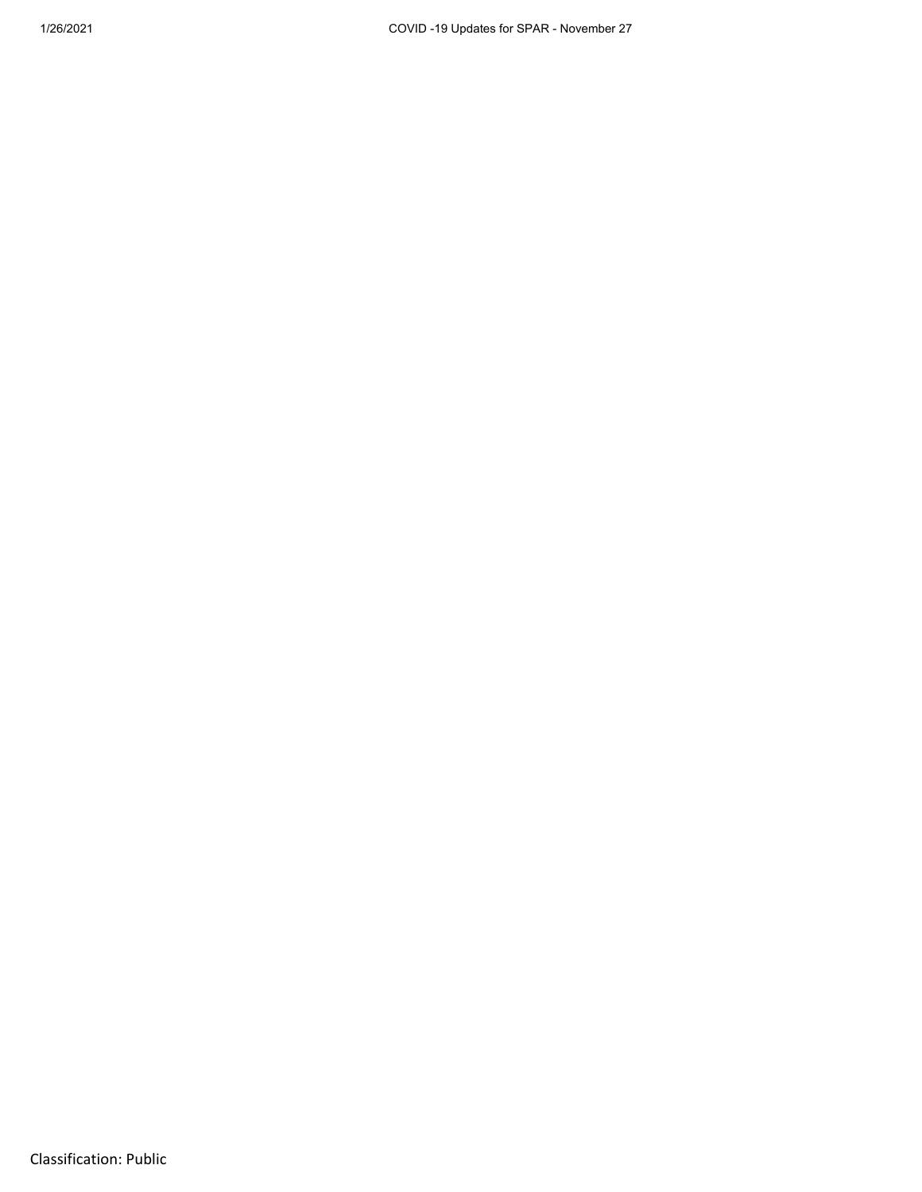Classification: Public